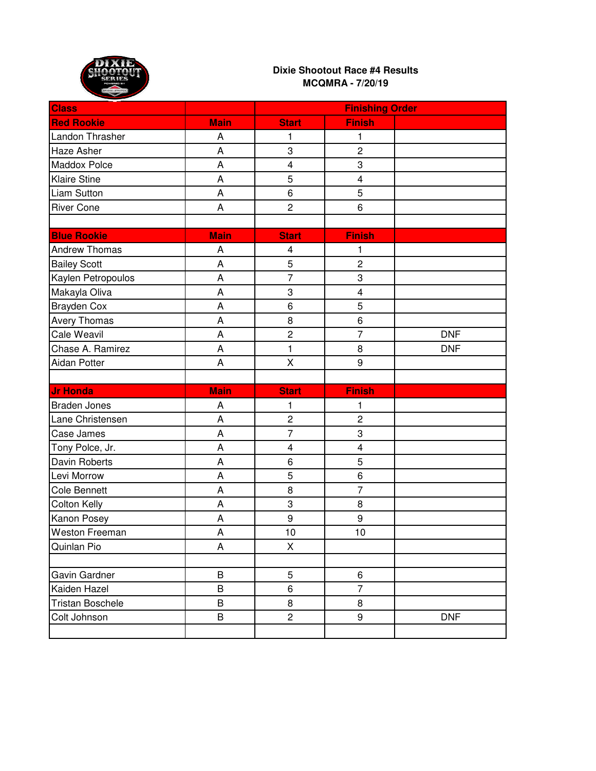**Dixie Shootout Race #4 Results**
**MCQMRA - 7/20/19**

| Class | | Finishing Order | | |
|---|---|---|---|---|
| **Red Rookie** | **Main** | **Start** | **Finish** | |
| Landon Thrasher | A | 1 | 1 | |
| Haze Asher | A | 3 | 2 | |
| Maddox Polce | A | 4 | 3 | |
| Klaire Stine | A | 5 | 4 | |
| Liam Sutton | A | 6 | 5 | |
| River Cone | A | 2 | 6 | |
| | | | | |
| **Blue Rookie** | **Main** | **Start** | **Finish** | |
| Andrew Thomas | A | 4 | 1 | |
| Bailey Scott | A | 5 | 2 | |
| Kaylen Petropoulos | A | 7 | 3 | |
| Makayla Oliva | A | 3 | 4 | |
| Brayden Cox | A | 6 | 5 | |
| Avery Thomas | A | 8 | 6 | |
| Cale Weavil | A | 2 | 7 | DNF |
| Chase A. Ramirez | A | 1 | 8 | DNF |
| Aidan Potter | A | X | 9 | |
| | | | | |
| **Jr Honda** | **Main** | **Start** | **Finish** | |
| Braden Jones | A | 1 | 1 | |
| Lane Christensen | A | 2 | 2 | |
| Case James | A | 7 | 3 | |
| Tony Polce, Jr. | A | 4 | 4 | |
| Davin Roberts | A | 6 | 5 | |
| Levi Morrow | A | 5 | 6 | |
| Cole Bennett | A | 8 | 7 | |
| Colton Kelly | A | 3 | 8 | |
| Kanon Posey | A | 9 | 9 | |
| Weston Freeman | A | 10 | 10 | |
| Quinlan Pio | A | X | | |
| | | | | |
| Gavin Gardner | B | 5 | 6 | |
| Kaiden Hazel | B | 6 | 7 | |
| Tristan Boschele | B | 8 | 8 | |
| Colt Johnson | B | 2 | 9 | DNF |
| | | | | |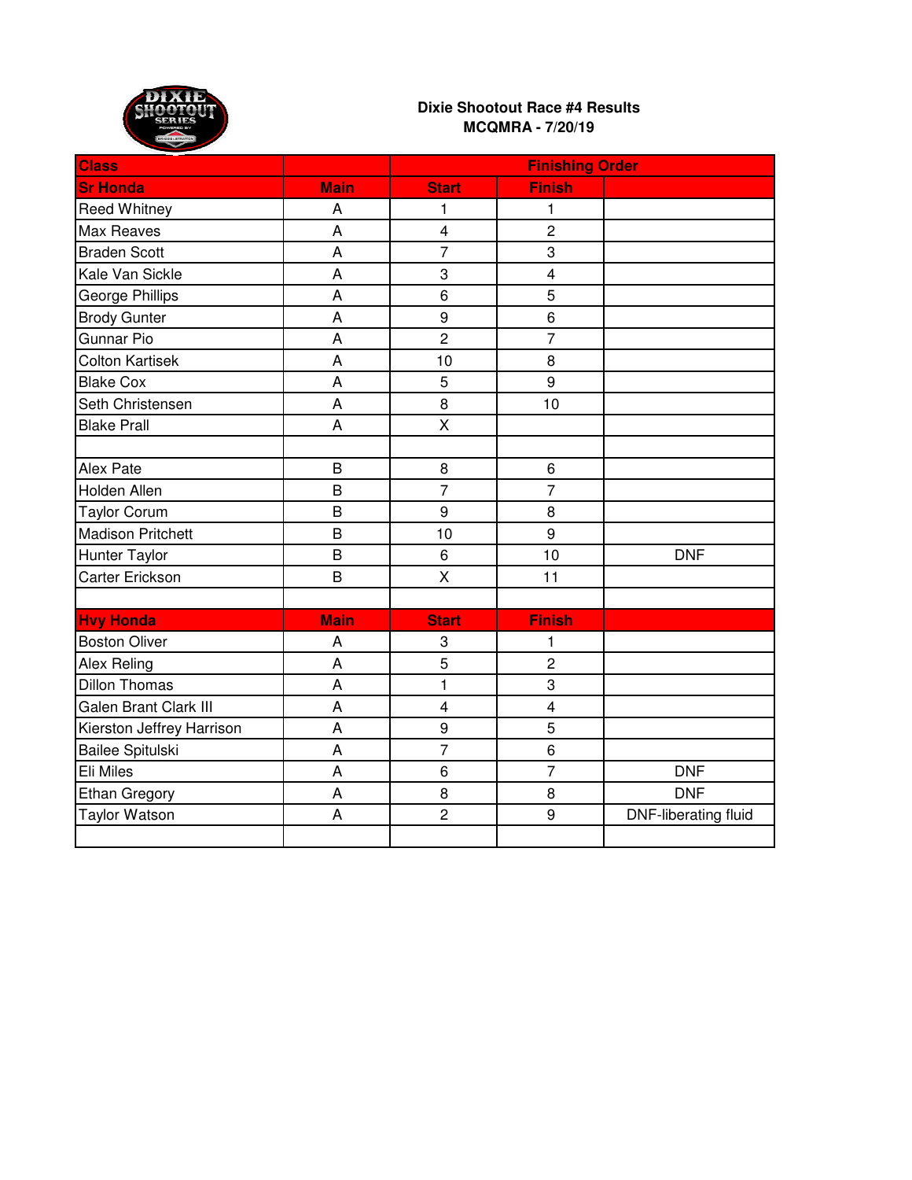**Dixie Shootout Race #4 Results**
**MCQMRA - 7/20/19**

| Class | | Finishing Order | | |
|---|---|---|---|---|
| **Sr Honda** | **Main** | **Start** | **Finish** | |
| Reed Whitney | A | 1 | 1 | |
| Max Reaves | A | 4 | 2 | |
| Braden Scott | A | 7 | 3 | |
| Kale Van Sickle | A | 3 | 4 | |
| George Phillips | A | 6 | 5 | |
| Brody Gunter | A | 9 | 6 | |
| Gunnar Pio | A | 2 | 7 | |
| Colton Kartisek | A | 10 | 8 | |
| Blake Cox | A | 5 | 9 | |
| Seth Christensen | A | 8 | 10 | |
| Blake Prall | A | X | | |
| | | | | |
| Alex Pate | B | 8 | 6 | |
| Holden Allen | B | 7 | 7 | |
| Taylor Corum | B | 9 | 8 | |
| Madison Pritchett | B | 10 | 9 | |
| Hunter Taylor | B | 6 | 10 | DNF |
| Carter Erickson | B | X | 11 | |
| | | | | |
| **Hvy Honda** | **Main** | **Start** | **Finish** | |
| Boston Oliver | A | 3 | 1 | |
| Alex Reling | A | 5 | 2 | |
| Dillon Thomas | A | 1 | 3 | |
| Galen Brant Clark III | A | 4 | 4 | |
| Kierston Jeffrey Harrison | A | 9 | 5 | |
| Bailee Spitulski | A | 7 | 6 | |
| Eli Miles | A | 6 | 7 | DNF |
| Ethan Gregory | A | 8 | 8 | DNF |
| Taylor Watson | A | 2 | 9 | DNF-liberating fluid |
| | | | | |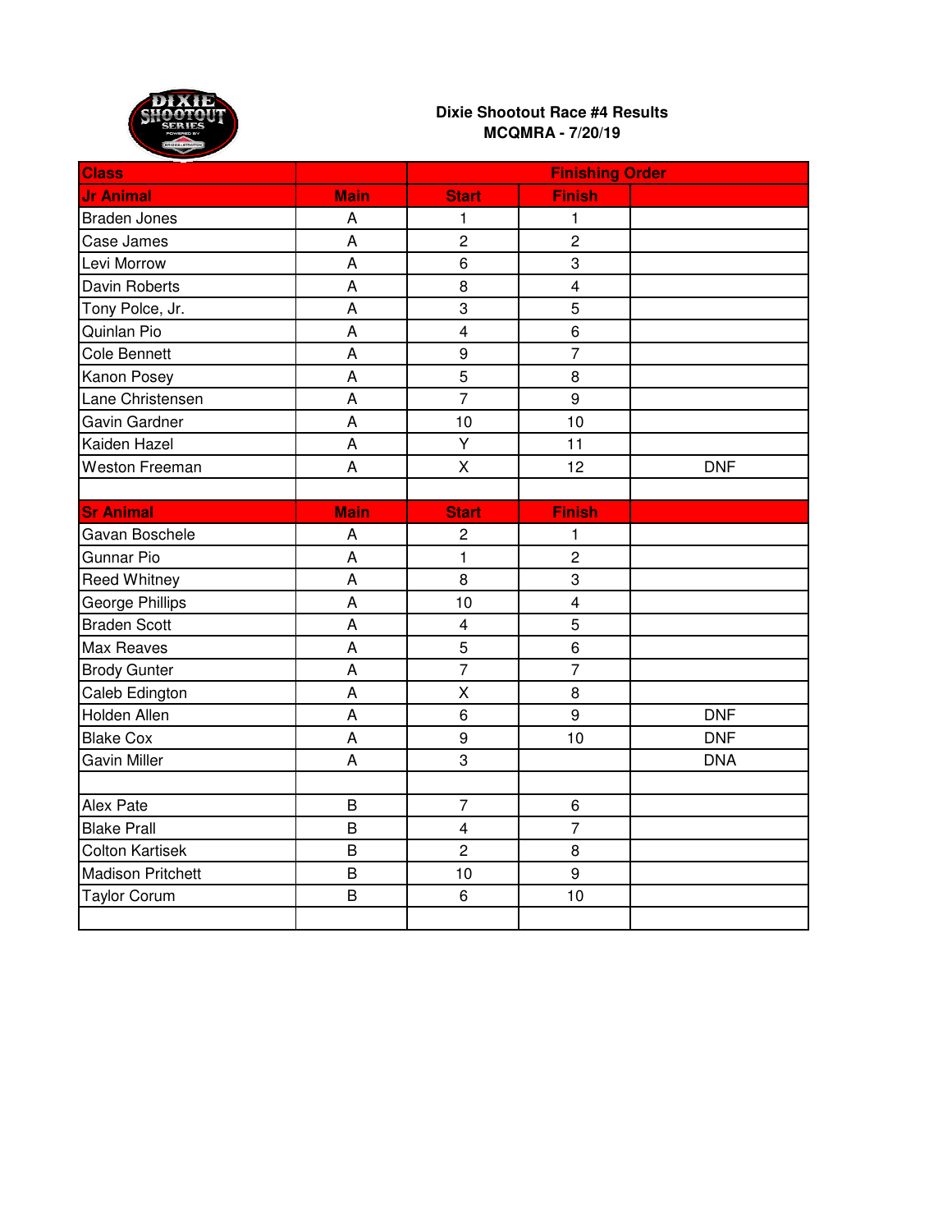**Dixie Shootout Race #4 Results**
**MCQMRA - 7/20/19**

| Class | | Finishing Order | | |
|---|---|---|---|---|
| **Jr Animal** | **Main** | **Start** | **Finish** | |
| Braden Jones | A | 1 | 1 | |
| Case James | A | 2 | 2 | |
| Levi Morrow | A | 6 | 3 | |
| Davin Roberts | A | 8 | 4 | |
| Tony Polce, Jr. | A | 3 | 5 | |
| Quinlan Pio | A | 4 | 6 | |
| Cole Bennett | A | 9 | 7 | |
| Kanon Posey | A | 5 | 8 | |
| Lane Christensen | A | 7 | 9 | |
| Gavin Gardner | A | 10 | 10 | |
| Kaiden Hazel | A | Y | 11 | |
| Weston Freeman | A | X | 12 | DNF |
| | | | | |
| **Sr Animal** | **Main** | **Start** | **Finish** | |
| Gavan Boschele | A | 2 | 1 | |
| Gunnar Pio | A | 1 | 2 | |
| Reed Whitney | A | 8 | 3 | |
| George Phillips | A | 10 | 4 | |
| Braden Scott | A | 4 | 5 | |
| Max Reaves | A | 5 | 6 | |
| Brody Gunter | A | 7 | 7 | |
| Caleb Edington | A | X | 8 | |
| Holden Allen | A | 6 | 9 | DNF |
| Blake Cox | A | 9 | 10 | DNF |
| Gavin Miller | A | 3 | | DNA |
| | | | | |
| Alex Pate | B | 7 | 6 | |
| Blake Prall | B | 4 | 7 | |
| Colton Kartisek | B | 2 | 8 | |
| Madison Pritchett | B | 10 | 9 | |
| Taylor Corum | B | 6 | 10 | |
| | | | | |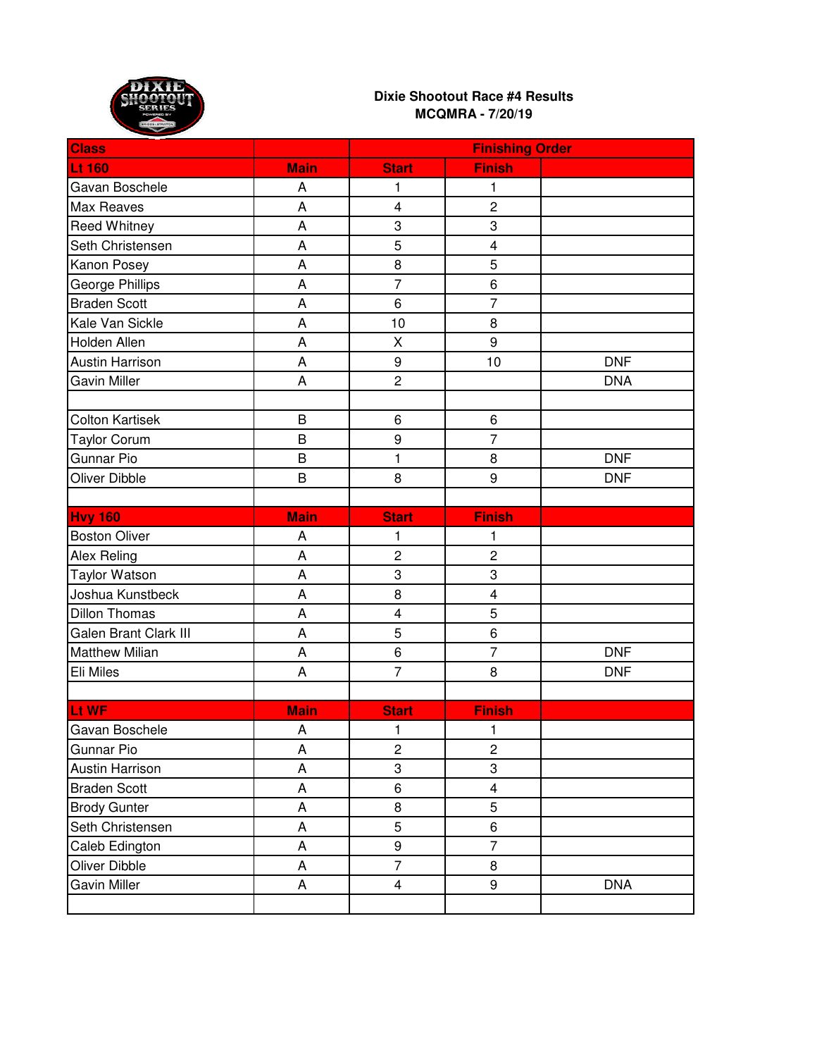**Dixie Shootout Race #4 Results**
**MCQMRA - 7/20/19**

| Class | | Finishing Order | | |
|---|---|---|---|---|
| **Lt 160** | **Main** | **Start** | **Finish** | |
| Gavan Boschele | A | 1 | 1 | |
| Max Reaves | A | 4 | 2 | |
| Reed Whitney | A | 3 | 3 | |
| Seth Christensen | A | 5 | 4 | |
| Kanon Posey | A | 8 | 5 | |
| George Phillips | A | 7 | 6 | |
| Braden Scott | A | 6 | 7 | |
| Kale Van Sickle | A | 10 | 8 | |
| Holden Allen | A | X | 9 | |
| Austin Harrison | A | 9 | 10 | DNF |
| Gavin Miller | A | 2 | | DNA |
| | | | | |
| Colton Kartisek | B | 6 | 6 | |
| Taylor Corum | B | 9 | 7 | |
| Gunnar Pio | B | 1 | 8 | DNF |
| Oliver Dibble | B | 8 | 9 | DNF |
| | | | | |
| **Hvy 160** | **Main** | **Start** | **Finish** | |
| Boston Oliver | A | 1 | 1 | |
| Alex Reling | A | 2 | 2 | |
| Taylor Watson | A | 3 | 3 | |
| Joshua Kunstbeck | A | 8 | 4 | |
| Dillon Thomas | A | 4 | 5 | |
| Galen Brant Clark III | A | 5 | 6 | |
| Matthew Milian | A | 6 | 7 | DNF |
| Eli Miles | A | 7 | 8 | DNF |
| | | | | |
| **Lt WF** | **Main** | **Start** | **Finish** | |
| Gavan Boschele | A | 1 | 1 | |
| Gunnar Pio | A | 2 | 2 | |
| Austin Harrison | A | 3 | 3 | |
| Braden Scott | A | 6 | 4 | |
| Brody Gunter | A | 8 | 5 | |
| Seth Christensen | A | 5 | 6 | |
| Caleb Edington | A | 9 | 7 | |
| Oliver Dibble | A | 7 | 8 | |
| Gavin Miller | A | 4 | 9 | DNA |
| | | | | |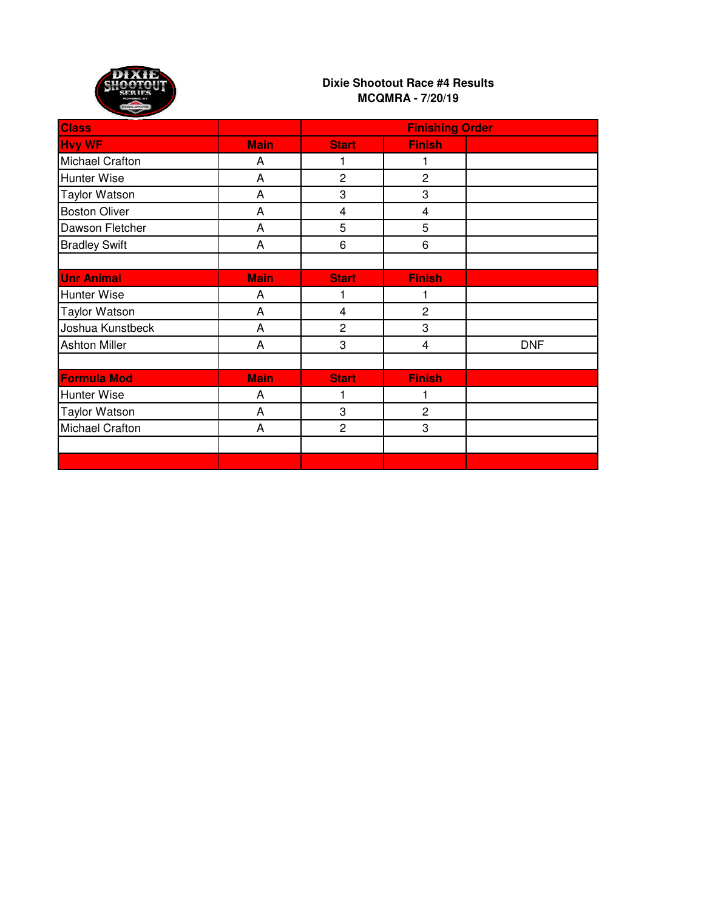**Dixie Shootout Race #4 Results**
**MCQMRA - 7/20/19**

| Class | | Finishing Order | | |
|---|---|---|---|---|
| **Hvy WF** | **Main** | **Start** | **Finish** | |
| Michael Crafton | A | 1 | 1 | |
| Hunter Wise | A | 2 | 2 | |
| Taylor Watson | A | 3 | 3 | |
| Boston Oliver | A | 4 | 4 | |
| Dawson Fletcher | A | 5 | 5 | |
| Bradley Swift | A | 6 | 6 | |
| | | | | |
| **Unr Animal** | **Main** | **Start** | **Finish** | |
| Hunter Wise | A | 1 | 1 | |
| Taylor Watson | A | 4 | 2 | |
| Joshua Kunstbeck | A | 2 | 3 | |
| Ashton Miller | A | 3 | 4 | DNF |
| | | | | |
| **Formula Mod** | **Main** | **Start** | **Finish** | |
| Hunter Wise | A | 1 | 1 | |
| Taylor Watson | A | 3 | 2 | |
| Michael Crafton | A | 2 | 3 | |